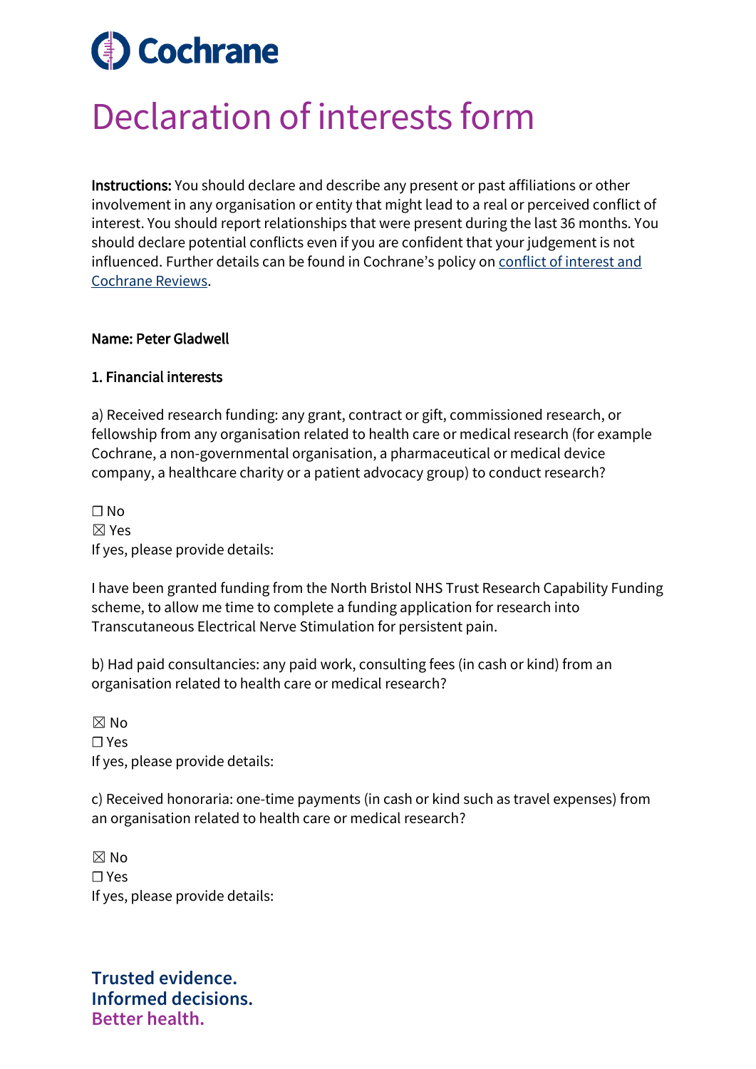Cochrane

# Declaration of interests form

**Instructions:** You should declare and describe any present or past affiliations or other involvement in any organisation or entity that might lead to a real or perceived conflict of interest. You should report relationships that were present during the last 36 months. You should declare potential conflicts even if you are confident that your judgement is not influenced. Further details can be found in Cochrane's policy on [conflict of interest and Cochrane Reviews](conflict of interest and Cochrane Reviews).

**Name: Peter Gladwell**

**1. Financial interests**

a) Received research funding: any grant, contract or gift, commissioned research, or fellowship from any organisation related to health care or medical research (for example Cochrane, a non-governmental organisation, a pharmaceutical or medical device company, a healthcare charity or a patient advocacy group) to conduct research?

☐ No
☒ Yes
If yes, please provide details:

I have been granted funding from the North Bristol NHS Trust Research Capability Funding scheme, to allow me time to complete a funding application for research into Transcutaneous Electrical Nerve Stimulation for persistent pain.

b) Had paid consultancies: any paid work, consulting fees (in cash or kind) from an organisation related to health care or medical research?

☒ No
☐ Yes
If yes, please provide details:

c) Received honoraria: one-time payments (in cash or kind such as travel expenses) from an organisation related to health care or medical research?

☒ No
☐ Yes
If yes, please provide details:

**Trusted evidence.**
**Informed decisions.**
**Better health.**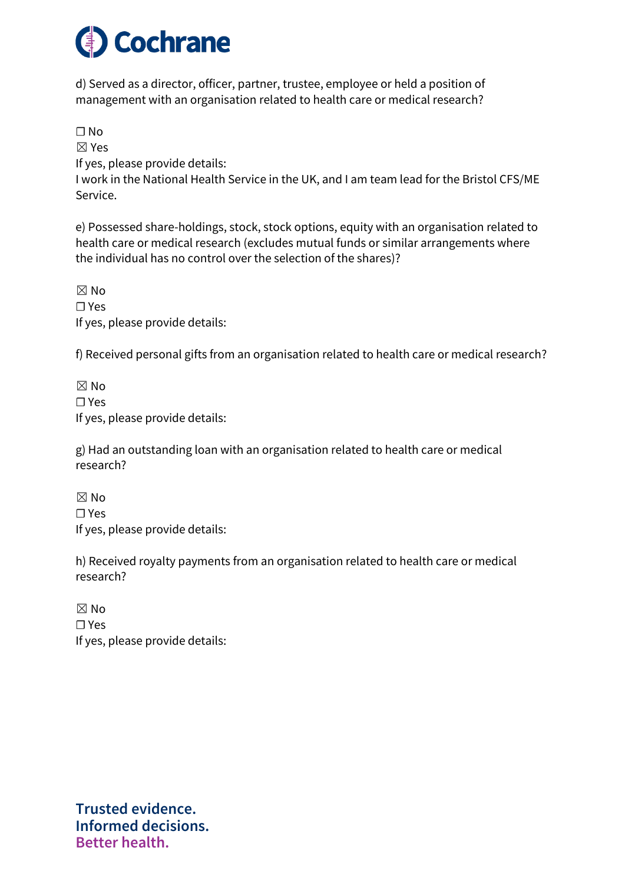d) Served as a director, officer, partner, trustee, employee or held a position of management with an organisation related to health care or medical research?

☐ No
☒ Yes
If yes, please provide details:
I work in the National Health Service in the UK, and I am team lead for the Bristol CFS/ME Service.

e) Possessed share-holdings, stock, stock options, equity with an organisation related to health care or medical research (excludes mutual funds or similar arrangements where the individual has no control over the selection of the shares)?

☒ No
☐ Yes
If yes, please provide details:

f) Received personal gifts from an organisation related to health care or medical research?

☒ No
☐ Yes
If yes, please provide details:

g) Had an outstanding loan with an organisation related to health care or medical research?

☒ No
☐ Yes
If yes, please provide details:

h) Received royalty payments from an organisation related to health care or medical research?

☒ No
☐ Yes
If yes, please provide details: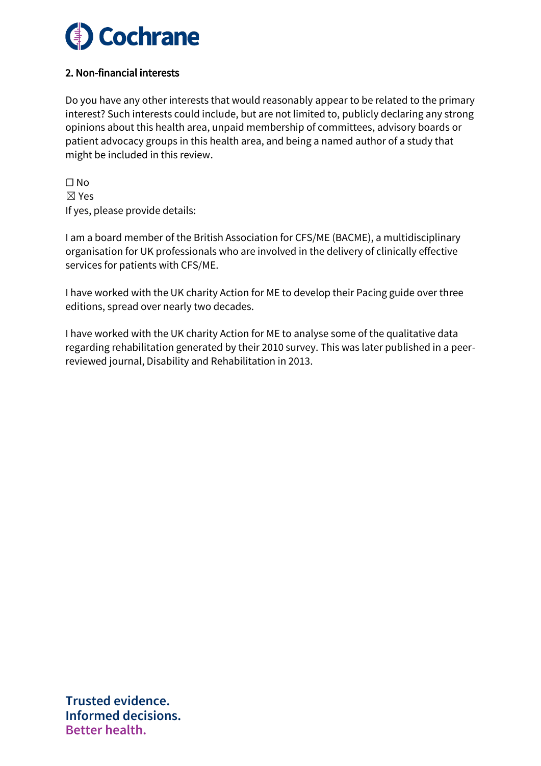## 2. Non-financial interests

Do you have any other interests that would reasonably appear to be related to the primary interest? Such interests could include, but are not limited to, publicly declaring any strong opinions about this health area, unpaid membership of committees, advisory boards or patient advocacy groups in this health area, and being a named author of a study that might be included in this review.

☐ No
☒ Yes
If yes, please provide details:

I am a board member of the British Association for CFS/ME (BACME), a multidisciplinary organisation for UK professionals who are involved in the delivery of clinically effective services for patients with CFS/ME.

I have worked with the UK charity Action for ME to develop their Pacing guide over three editions, spread over nearly two decades.

I have worked with the UK charity Action for ME to analyse some of the qualitative data regarding rehabilitation generated by their 2010 survey. This was later published in a peer-reviewed journal, Disability and Rehabilitation in 2013.